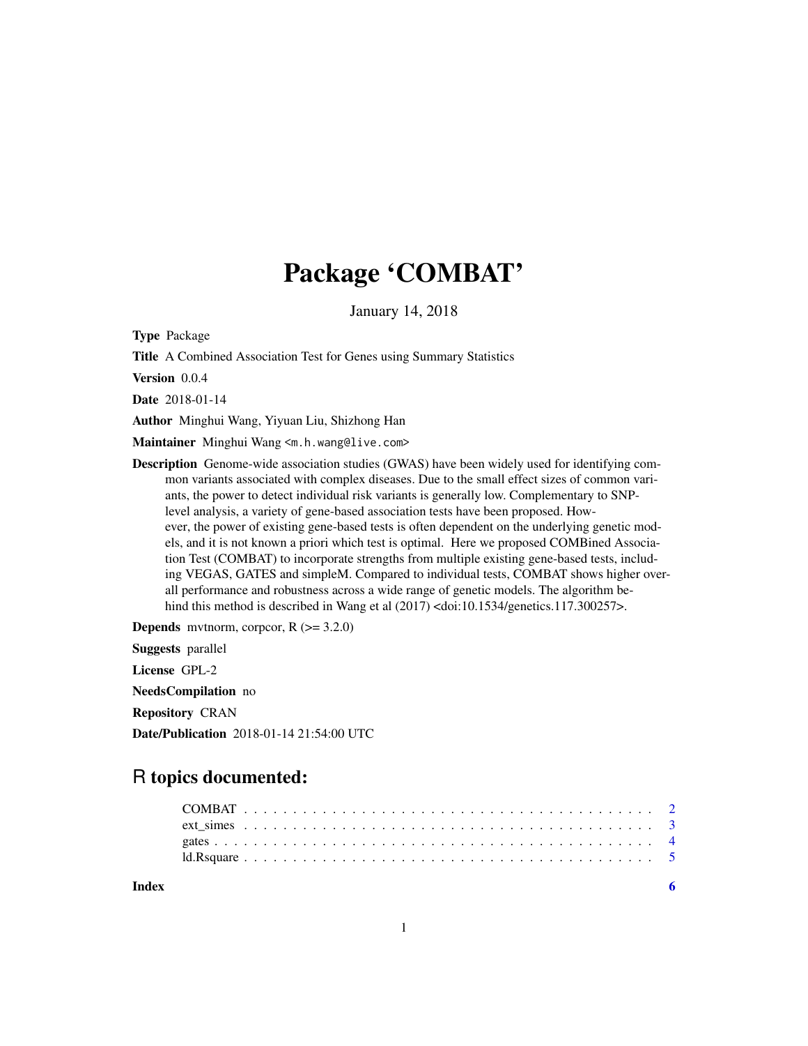# Package 'COMBAT'

January 14, 2018

**Type** Package

**Title** A Combined Association Test for Genes using Summary Statistics

**Version** 0.0.4

**Date** 2018-01-14

**Author** Minghui Wang, Yiyuan Liu, Shizhong Han

**Maintainer** Minghui Wang <m.h.wang@live.com>

**Description** Genome-wide association studies (GWAS) have been widely used for identifying common variants associated with complex diseases. Due to the small effect sizes of common variants, the power to detect individual risk variants is generally low. Complementary to SNP-level analysis, a variety of gene-based association tests have been proposed. However, the power of existing gene-based tests is often dependent on the underlying genetic models, and it is not known a priori which test is optimal. Here we proposed COMBined Association Test (COMBAT) to incorporate strengths from multiple existing gene-based tests, including VEGAS, GATES and simpleM. Compared to individual tests, COMBAT shows higher overall performance and robustness across a wide range of genetic models. The algorithm behind this method is described in Wang et al (2017) <doi:10.1534/genetics.117.300257>.

**Depends** mvtnorm, corpcor, R (>= 3.2.0)

**Suggests** parallel

**License** GPL-2

**NeedsCompilation** no

**Repository** CRAN

**Date/Publication** 2018-01-14 21:54:00 UTC

## R topics documented:

COMBAT . . . . . . . . . . . . . . . . . . . . . . . . . . . . . . . . . . . . . . . . 2
ext_simes . . . . . . . . . . . . . . . . . . . . . . . . . . . . . . . . . . . . . . . 3
gates . . . . . . . . . . . . . . . . . . . . . . . . . . . . . . . . . . . . . . . . . 4
ld.Rsquare . . . . . . . . . . . . . . . . . . . . . . . . . . . . . . . . . . . . . . 5

**Index** **6**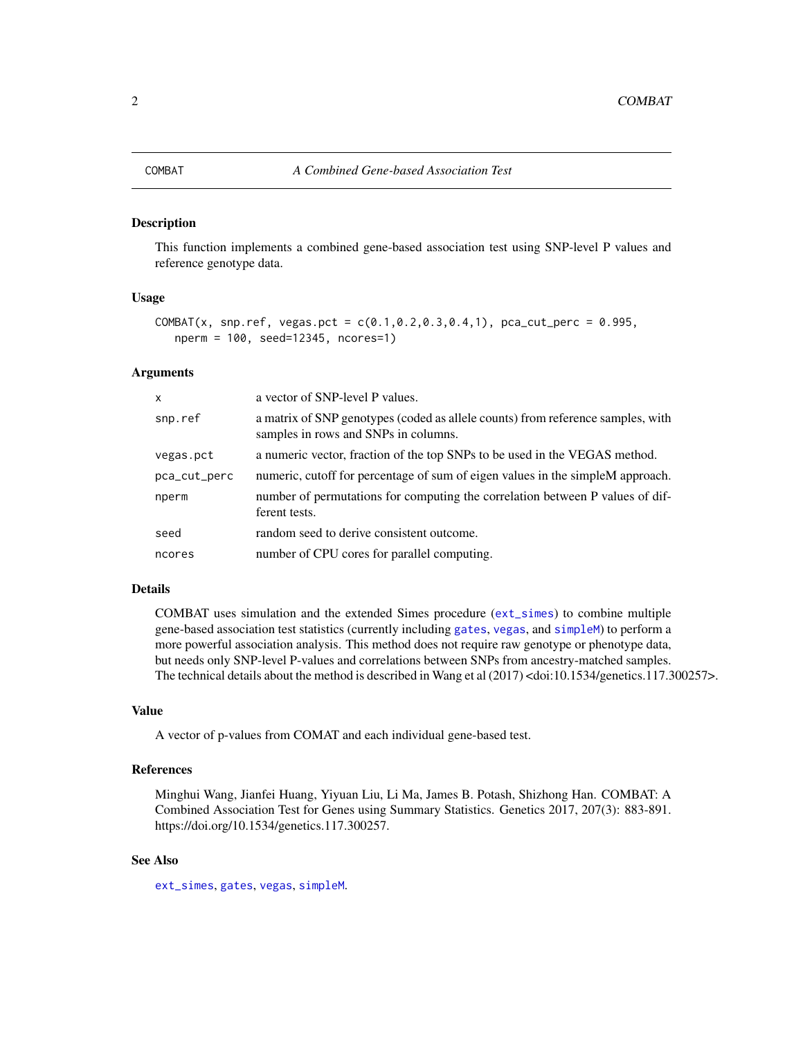# COMBAT — *A Combined Gene-based Association Test*

## Description

This function implements a combined gene-based association test using SNP-level P values and reference genotype data.

## Usage

```
COMBAT(x, snp.ref, vegas.pct = c(0.1,0.2,0.3,0.4,1), pca_cut_perc = 0.995,
   nperm = 100, seed=12345, ncores=1)
```

## Arguments

| | |
|---|---|
| `x` | a vector of SNP-level P values. |
| `snp.ref` | a matrix of SNP genotypes (coded as allele counts) from reference samples, with samples in rows and SNPs in columns. |
| `vegas.pct` | a numeric vector, fraction of the top SNPs to be used in the VEGAS method. |
| `pca_cut_perc` | numeric, cutoff for percentage of sum of eigen values in the simpleM approach. |
| `nperm` | number of permutations for computing the correlation between P values of different tests. |
| `seed` | random seed to derive consistent outcome. |
| `ncores` | number of CPU cores for parallel computing. |

## Details

COMBAT uses simulation and the extended Simes procedure (`ext_simes`) to combine multiple gene-based association test statistics (currently including `gates`, `vegas`, and `simpleM`) to perform a more powerful association analysis. This method does not require raw genotype or phenotype data, but needs only SNP-level P-values and correlations between SNPs from ancestry-matched samples. The technical details about the method is described in Wang et al (2017) <doi:10.1534/genetics.117.300257>.

## Value

A vector of p-values from COMAT and each individual gene-based test.

## References

Minghui Wang, Jianfei Huang, Yiyuan Liu, Li Ma, James B. Potash, Shizhong Han. COMBAT: A Combined Association Test for Genes using Summary Statistics. Genetics 2017, 207(3): 883-891. https://doi.org/10.1534/genetics.117.300257.

## See Also

`ext_simes`, `gates`, `vegas`, `simpleM`.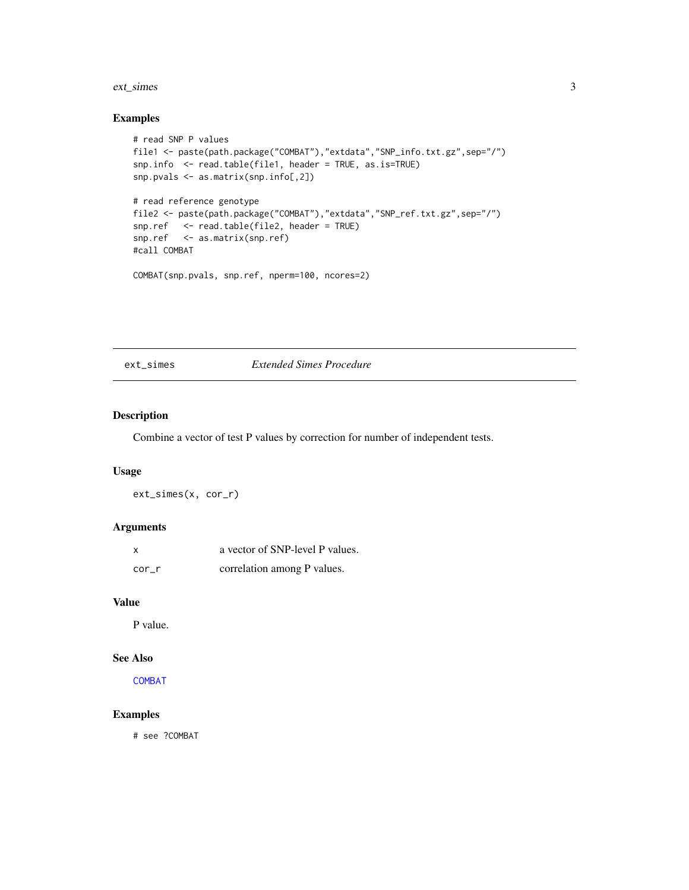## Examples

```
# read SNP P values
file1 <- paste(path.package("COMBAT"),"extdata","SNP_info.txt.gz",sep="/")
snp.info  <- read.table(file1, header = TRUE, as.is=TRUE)
snp.pvals <- as.matrix(snp.info[,2])

# read reference genotype
file2 <- paste(path.package("COMBAT"),"extdata","SNP_ref.txt.gz",sep="/")
snp.ref   <- read.table(file2, header = TRUE)
snp.ref   <- as.matrix(snp.ref)
#call COMBAT

COMBAT(snp.pvals, snp.ref, nperm=100, ncores=2)
```

---

# ext_simes    *Extended Simes Procedure*

---

## Description

Combine a vector of test P values by correction for number of independent tests.

## Usage

```
ext_simes(x, cor_r)
```

## Arguments

| | |
|---|---|
| x | a vector of SNP-level P values. |
| cor_r | correlation among P values. |

## Value

P value.

## See Also

COMBAT

## Examples

```
# see ?COMBAT
```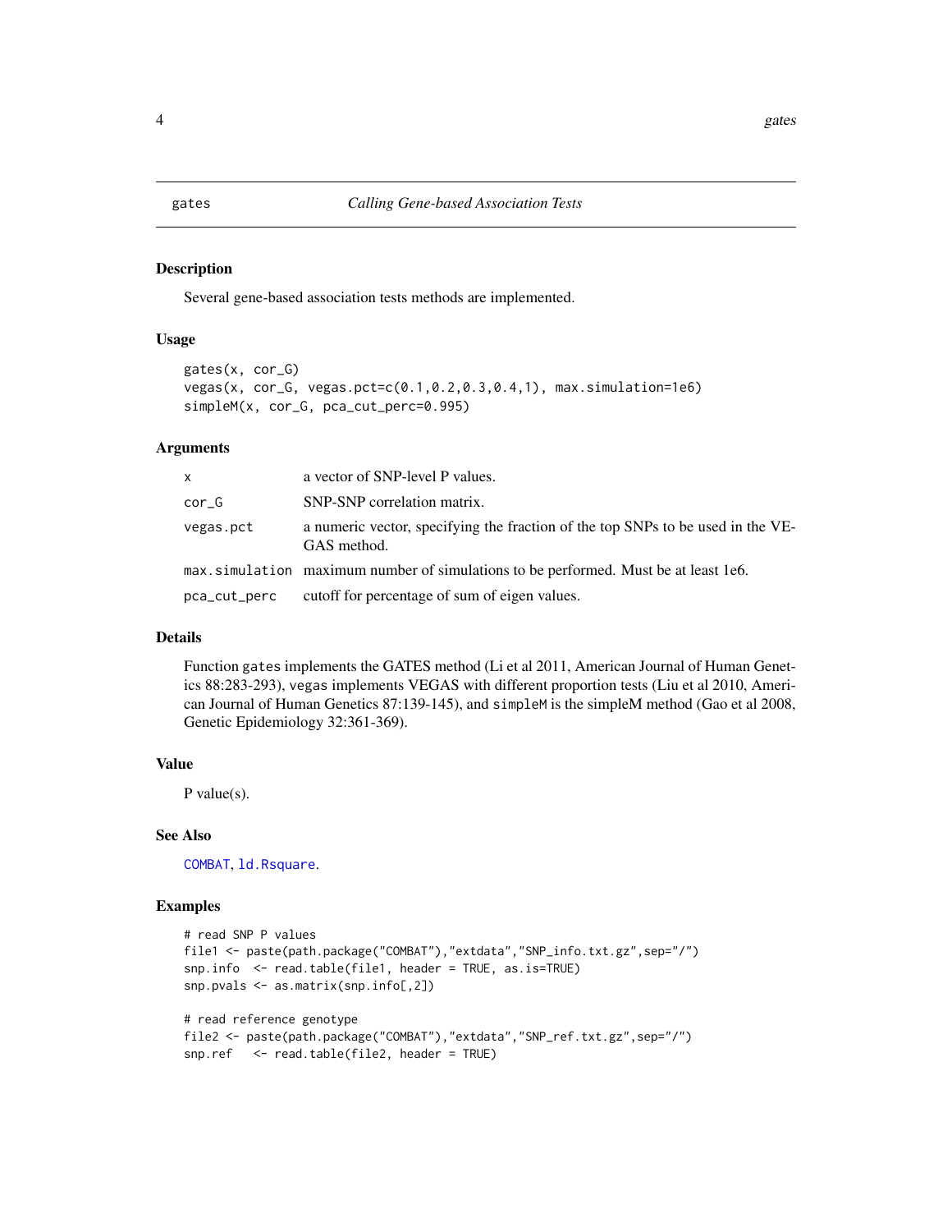# gates — *Calling Gene-based Association Tests*

## Description

Several gene-based association tests methods are implemented.

## Usage

```
gates(x, cor_G)
vegas(x, cor_G, vegas.pct=c(0.1,0.2,0.3,0.4,1), max.simulation=1e6)
simpleM(x, cor_G, pca_cut_perc=0.995)
```

## Arguments

| | |
|---|---|
| `x` | a vector of SNP-level P values. |
| `cor_G` | SNP-SNP correlation matrix. |
| `vegas.pct` | a numeric vector, specifying the fraction of the top SNPs to be used in the VEGAS method. |
| `max.simulation` | maximum number of simulations to be performed. Must be at least 1e6. |
| `pca_cut_perc` | cutoff for percentage of sum of eigen values. |

## Details

Function `gates` implements the GATES method (Li et al 2011, American Journal of Human Genetics 88:283-293), `vegas` implements VEGAS with different proportion tests (Liu et al 2010, American Journal of Human Genetics 87:139-145), and `simpleM` is the simpleM method (Gao et al 2008, Genetic Epidemiology 32:361-369).

## Value

P value(s).

## See Also

`COMBAT`, `ld.Rsquare`.

## Examples

```
# read SNP P values
file1 <- paste(path.package("COMBAT"),"extdata","SNP_info.txt.gz",sep="/")
snp.info  <- read.table(file1, header = TRUE, as.is=TRUE)
snp.pvals <- as.matrix(snp.info[,2])

# read reference genotype
file2 <- paste(path.package("COMBAT"),"extdata","SNP_ref.txt.gz",sep="/")
snp.ref   <- read.table(file2, header = TRUE)
```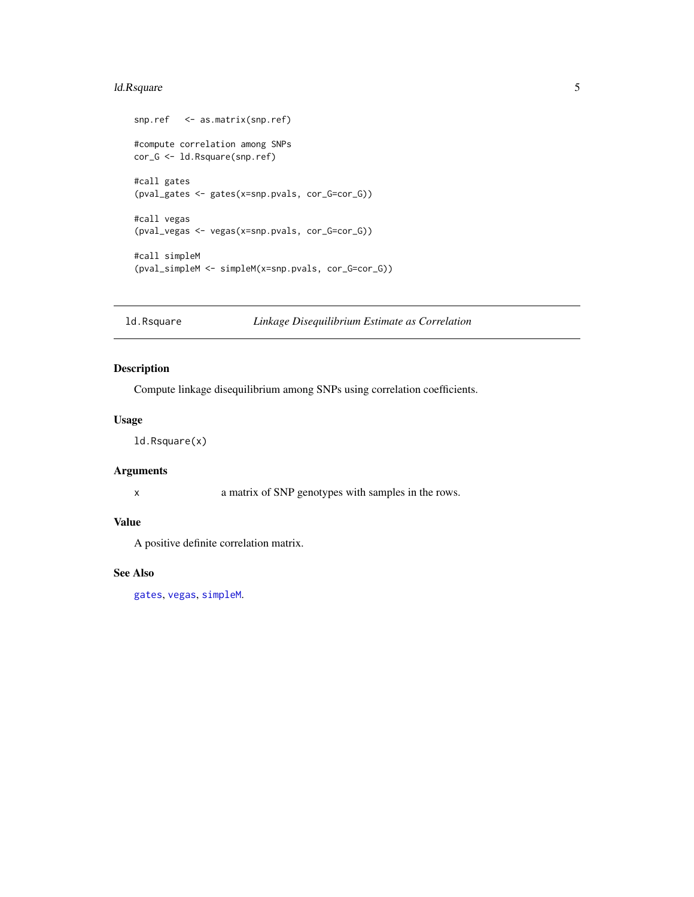```
snp.ref   <- as.matrix(snp.ref)

#compute correlation among SNPs
cor_G <- ld.Rsquare(snp.ref)

#call gates
(pval_gates <- gates(x=snp.pvals, cor_G=cor_G))

#call vegas
(pval_vegas <- vegas(x=snp.pvals, cor_G=cor_G))

#call simpleM
(pval_simpleM <- simpleM(x=snp.pvals, cor_G=cor_G))
```

---

## ld.Rsquare    *Linkage Disequilibrium Estimate as Correlation*

---

### Description

Compute linkage disequilibrium among SNPs using correlation coefficients.

### Usage

```
ld.Rsquare(x)
```

### Arguments

| | |
|---|---|
| x | a matrix of SNP genotypes with samples in the rows. |

### Value

A positive definite correlation matrix.

### See Also

gates, vegas, simpleM.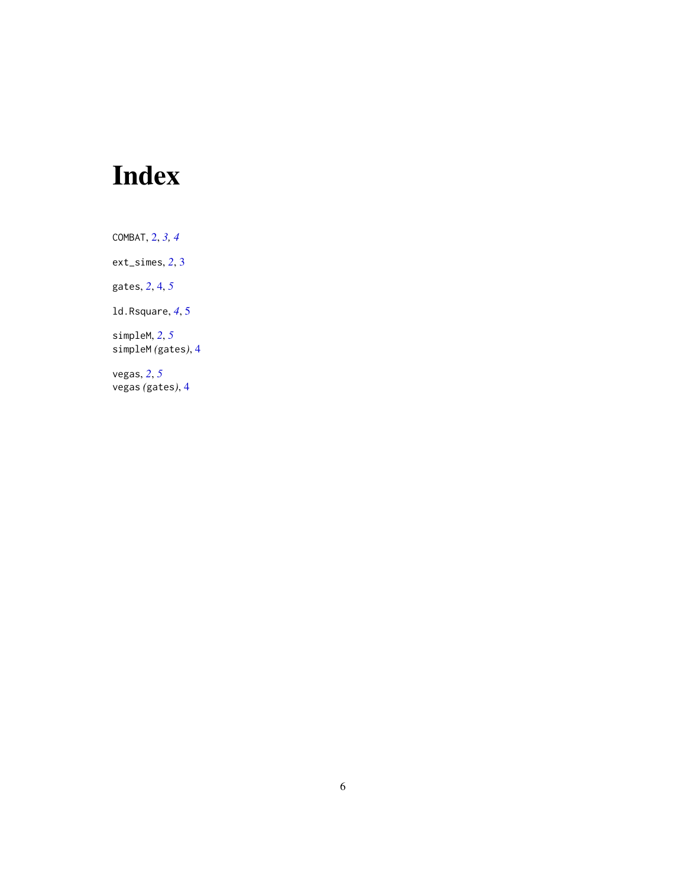# Index

COMBAT, 2, *3, 4*

ext_simes, *2*, 3

gates, *2*, 4, *5*

ld.Rsquare, *4*, 5

simpleM, *2*, *5*
simpleM *(*gates*)*, 4

vegas, *2*, *5*
vegas *(*gates*)*, 4